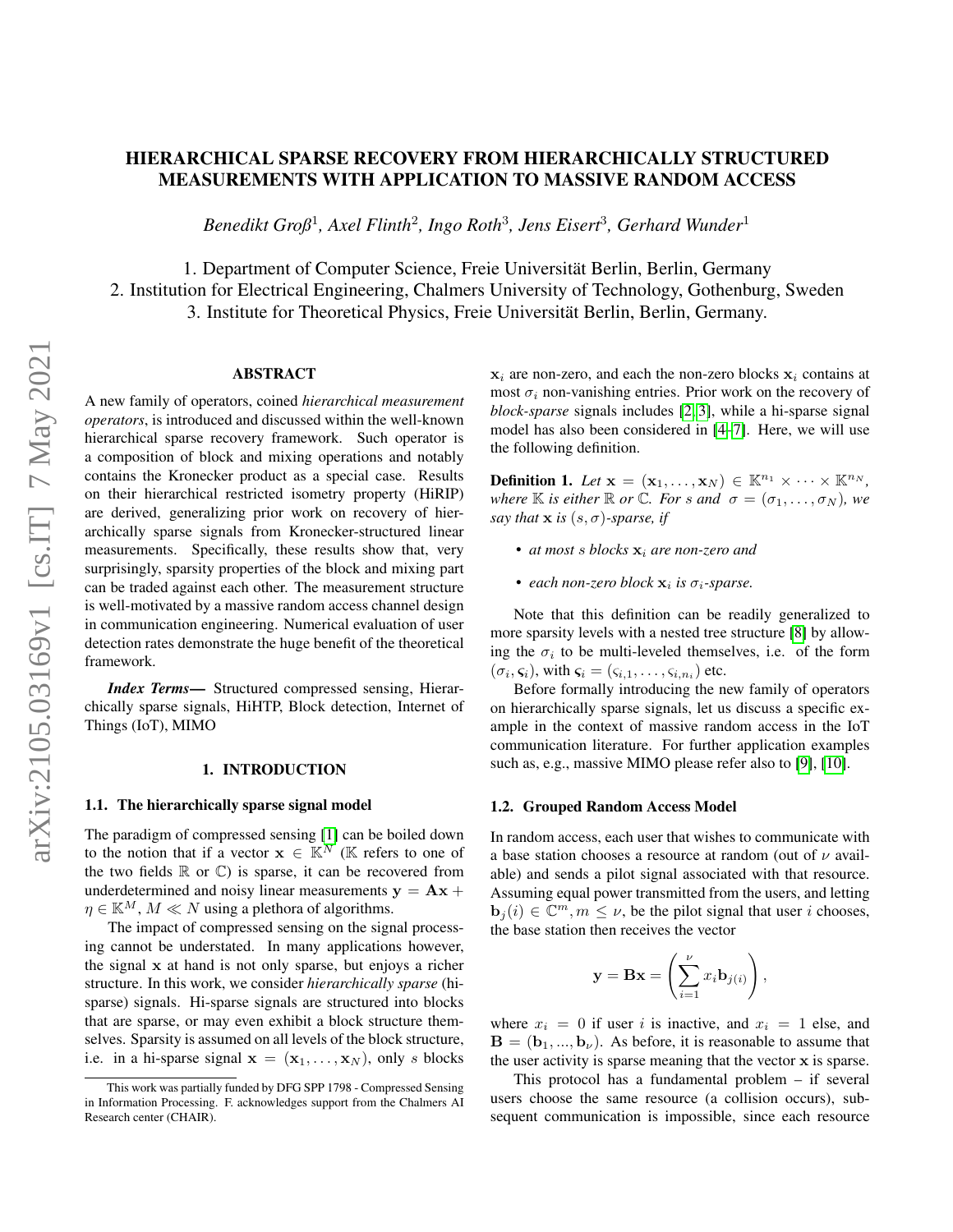# HIERARCHICAL SPARSE RECOVERY FROM HIERARCHICALLY STRUCTURED MEASUREMENTS WITH APPLICATION TO MASSIVE RANDOM ACCESS

*Benedikt Groß*[1], *Axel Flinth*[2], *Ingo Roth*[3], *Jens Eisert*[3], *Gerhard Wunder*[1]

1. Department of Computer Science, Freie Universität Berlin, Berlin, Germany
2. Institution for Electrical Engineering, Chalmers University of Technology, Gothenburg, Sweden
3. Institute for Theoretical Physics, Freie Universität Berlin, Berlin, Germany.

## ABSTRACT

A new family of operators, coined *hierarchical measurement operators*, is introduced and discussed within the well-known hierarchical sparse recovery framework. Such operator is a composition of block and mixing operations and notably contains the Kronecker product as a special case. Results on their hierarchical restricted isometry property (HiRIP) are derived, generalizing prior work on recovery of hierarchically sparse signals from Kronecker-structured linear measurements. Specifically, these results show that, very surprisingly, sparsity properties of the block and mixing part can be traded against each other. The measurement structure is well-motivated by a massive random access channel design in communication engineering. Numerical evaluation of user detection rates demonstrate the huge benefit of the theoretical framework.

***Index Terms*—** Structured compressed sensing, Hierarchically sparse signals, HiHTP, Block detection, Internet of Things (IoT), MIMO

## 1. INTRODUCTION

### 1.1. The hierarchically sparse signal model

The paradigm of compressed sensing [1] can be boiled down to the notion that if a vector $\mathbf{x} \in \mathbb{K}^N$ ($\mathbb{K}$ refers to one of the two fields $\mathbb{R}$ or $\mathbb{C}$) is sparse, it can be recovered from underdetermined and noisy linear measurements $\mathbf{y} = \mathbf{A}\mathbf{x} + \eta \in \mathbb{K}^M$, $M \ll N$ using a plethora of algorithms.

The impact of compressed sensing on the signal processing cannot be understated. In many applications however, the signal $\mathbf{x}$ at hand is not only sparse, but enjoys a richer structure. In this work, we consider *hierarchically sparse* (hi-sparse) signals. Hi-sparse signals are structured into blocks that are sparse, or may even exhibit a block structure themselves. Sparsity is assumed on all levels of the block structure, i.e. in a hi-sparse signal $\mathbf{x} = (\mathbf{x}_1, \dots, \mathbf{x}_N)$, only $s$ blocks $\mathbf{x}_i$ are non-zero, and each the non-zero blocks $\mathbf{x}_i$ contains at most $\sigma_i$ non-vanishing entries. Prior work on the recovery of *block-sparse* signals includes [2, 3], while a hi-sparse signal model has also been considered in [4–7]. Here, we will use the following definition.

**Definition 1.** *Let $\mathbf{x} = (\mathbf{x}_1, \dots, \mathbf{x}_N) \in \mathbb{K}^{n_1} \times \cdots \times \mathbb{K}^{n_N}$, where $\mathbb{K}$ is either $\mathbb{R}$ or $\mathbb{C}$. For $s$ and $\sigma = (\sigma_1, \dots, \sigma_N)$, we say that $\mathbf{x}$ is $(s, \sigma)$-sparse, if*

- *at most $s$ blocks $\mathbf{x}_i$ are non-zero and*
- *each non-zero block $\mathbf{x}_i$ is $\sigma_i$-sparse.*

Note that this definition can be readily generalized to more sparsity levels with a nested tree structure [8] by allowing the $\sigma_i$ to be multi-leveled themselves, i.e. of the form $(\sigma_i, \boldsymbol{\varsigma}_i)$, with $\boldsymbol{\varsigma}_i = (\varsigma_{i,1}, \dots, \varsigma_{i,n_i})$ etc.

Before formally introducing the new family of operators on hierarchically sparse signals, let us discuss a specific example in the context of massive random access in the IoT communication literature. For further application examples such as, e.g., massive MIMO please refer also to [9], [10].

### 1.2. Grouped Random Access Model

In random access, each user that wishes to communicate with a base station chooses a resource at random (out of $\nu$ available) and sends a pilot signal associated with that resource. Assuming equal power transmitted from the users, and letting $\mathbf{b}_j(i) \in \mathbb{C}^m, m \leq \nu$, be the pilot signal that user $i$ chooses, the base station then receives the vector

$$\mathbf{y} = \mathbf{B}\mathbf{x} = \left( \sum_{i=1}^{\nu} x_i \mathbf{b}_{j(i)} \right),$$

where $x_i = 0$ if user $i$ is inactive, and $x_i = 1$ else, and $\mathbf{B} = (\mathbf{b}_1, ..., \mathbf{b}_\nu)$. As before, it is reasonable to assume that the user activity is sparse meaning that the vector $\mathbf{x}$ is sparse.

This protocol has a fundamental problem – if several users choose the same resource (a collision occurs), subsequent communication is impossible, since each resource

This work was partially funded by DFG SPP 1798 - Compressed Sensing in Information Processing. F. acknowledges support from the Chalmers AI Research center (CHAIR).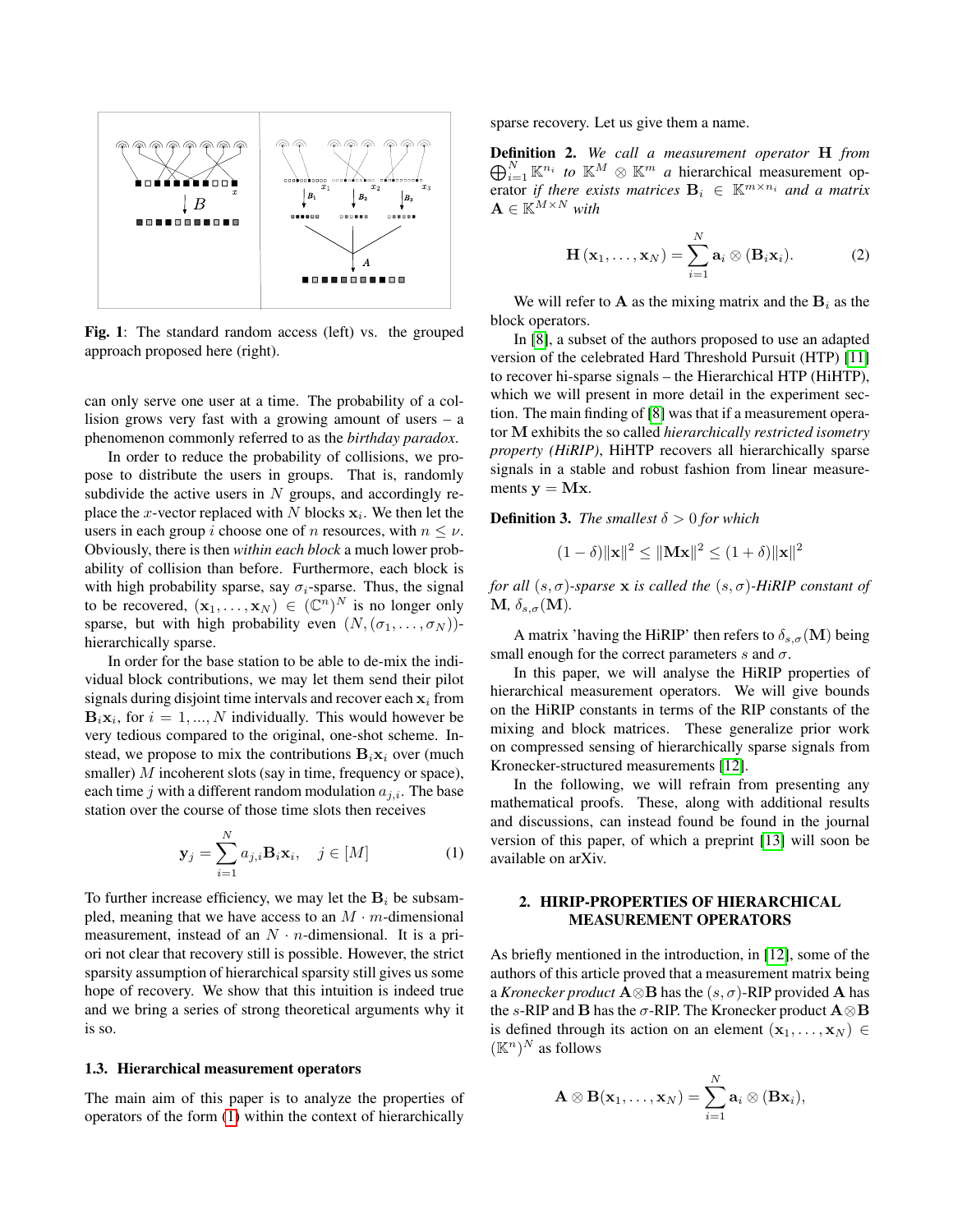Fig. 1: The standard random access (left) vs. the grouped approach proposed here (right).

can only serve one user at a time. The probability of a collision grows very fast with a growing amount of users – a phenomenon commonly referred to as the *birthday paradox*.

In order to reduce the probability of collisions, we propose to distribute the users in groups. That is, randomly subdivide the active users in $N$ groups, and accordingly replace the $x$-vector replaced with $N$ blocks $\mathbf{x}_i$. We then let the users in each group $i$ choose one of $n$ resources, with $n \leq \nu$. Obviously, there is then *within each block* a much lower probability of collision than before. Furthermore, each block is with high probability sparse, say $\sigma_i$-sparse. Thus, the signal to be recovered, $(\mathbf{x}_1, \ldots, \mathbf{x}_N) \in (\mathbb{C}^n)^N$ is no longer only sparse, but with high probability even $(N, (\sigma_1, \ldots, \sigma_N))$-hierarchically sparse.

In order for the base station to be able to de-mix the individual block contributions, we may let them send their pilot signals during disjoint time intervals and recover each $\mathbf{x}_i$ from $\mathbf{B}_i\mathbf{x}_i$, for $i = 1, ..., N$ individually. This would however be very tedious compared to the original, one-shot scheme. Instead, we propose to mix the contributions $\mathbf{B}_i\mathbf{x}_i$ over (much smaller) $M$ incoherent slots (say in time, frequency or space), each time $j$ with a different random modulation $a_{j,i}$. The base station over the course of those time slots then receives

$$\mathbf{y}_j = \sum_{i=1}^{N} a_{j,i}\mathbf{B}_i\mathbf{x}_i, \quad j \in [M] \tag{1}$$

To further increase efficiency, we may let the $\mathbf{B}_i$ be subsampled, meaning that we have access to an $M \cdot m$-dimensional measurement, instead of an $N \cdot n$-dimensional. It is a priori not clear that recovery still is possible. However, the strict sparsity assumption of hierarchical sparsity still gives us some hope of recovery. We show that this intuition is indeed true and we bring a series of strong theoretical arguments why it is so.

### 1.3. Hierarchical measurement operators

The main aim of this paper is to analyze the properties of operators of the form (1) within the context of hierarchically sparse recovery. Let us give them a name.

**Definition 2.** *We call a measurement operator* $\mathbf{H}$ *from* $\bigoplus_{i=1}^N \mathbb{K}^{n_i}$ *to* $\mathbb{K}^M \otimes \mathbb{K}^m$ *a* hierarchical measurement operator *if there exists matrices* $\mathbf{B}_i \in \mathbb{K}^{m \times n_i}$ *and a matrix* $\mathbf{A} \in \mathbb{K}^{M \times N}$ *with*

$$\mathbf{H}(\mathbf{x}_1, \ldots, \mathbf{x}_N) = \sum_{i=1}^{N} \mathbf{a}_i \otimes (\mathbf{B}_i\mathbf{x}_i). \tag{2}$$

We will refer to $\mathbf{A}$ as the mixing matrix and the $\mathbf{B}_i$ as the block operators.

In [8], a subset of the authors proposed to use an adapted version of the celebrated Hard Threshold Pursuit (HTP) [11] to recover hi-sparse signals – the Hierarchical HTP (HiHTP), which we will present in more detail in the experiment section. The main finding of [8] was that if a measurement operator $\mathbf{M}$ exhibits the so called *hierarchically restricted isometry property (HiRIP)*, HiHTP recovers all hierarchically sparse signals in a stable and robust fashion from linear measurements $\mathbf{y} = \mathbf{M}\mathbf{x}$.

**Definition 3.** *The smallest* $\delta > 0$ *for which*

$$(1 - \delta)\|\mathbf{x}\|^2 \leq \|\mathbf{M}\mathbf{x}\|^2 \leq (1 + \delta)\|\mathbf{x}\|^2$$

*for all* $(s, \sigma)$*-sparse* $\mathbf{x}$ *is called the* $(s, \sigma)$*-HiRIP constant of* $\mathbf{M}$*,* $\delta_{s,\sigma}(\mathbf{M})$*.*

A matrix 'having the HiRIP' then refers to $\delta_{s,\sigma}(\mathbf{M})$ being small enough for the correct parameters $s$ and $\sigma$.

In this paper, we will analyse the HiRIP properties of hierarchical measurement operators. We will give bounds on the HiRIP constants in terms of the RIP constants of the mixing and block matrices. These generalize prior work on compressed sensing of hierarchically sparse signals from Kronecker-structured measurements [12].

In the following, we will refrain from presenting any mathematical proofs. These, along with additional results and discussions, can instead found be found in the journal version of this paper, of which a preprint [13] will soon be available on arXiv.

## 2. HIRIP-PROPERTIES OF HIERARCHICAL MEASUREMENT OPERATORS

As briefly mentioned in the introduction, in [12], some of the authors of this article proved that a measurement matrix being a *Kronecker product* $\mathbf{A} \otimes \mathbf{B}$ has the $(s, \sigma)$-RIP provided $\mathbf{A}$ has the $s$-RIP and $\mathbf{B}$ has the $\sigma$-RIP. The Kronecker product $\mathbf{A} \otimes \mathbf{B}$ is defined through its action on an element $(\mathbf{x}_1, \ldots, \mathbf{x}_N) \in (\mathbb{K}^n)^N$ as follows

$$\mathbf{A} \otimes \mathbf{B}(\mathbf{x}_1, \ldots, \mathbf{x}_N) = \sum_{i=1}^{N} \mathbf{a}_i \otimes (\mathbf{B}\mathbf{x}_i),$$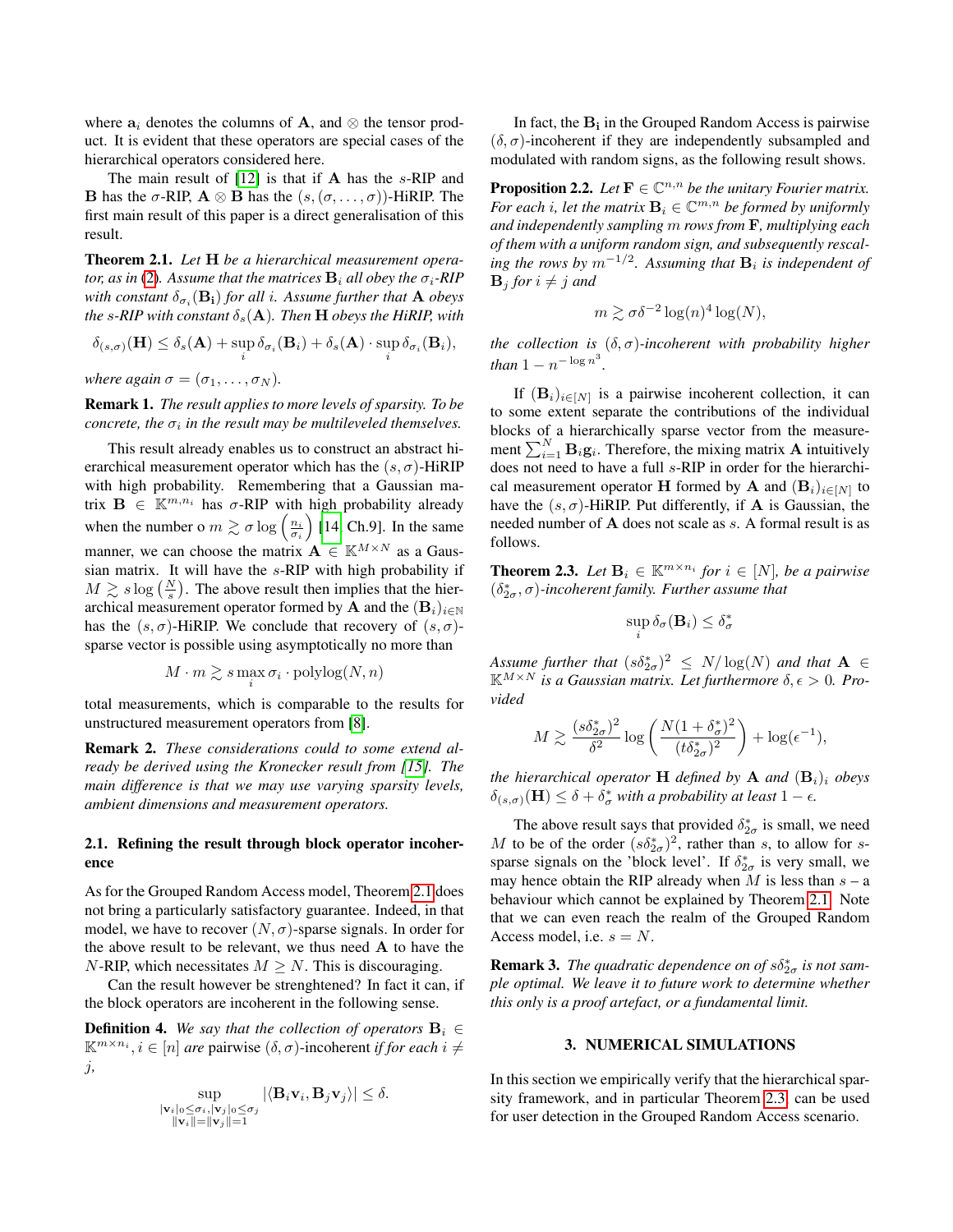where $\mathbf{a}_i$ denotes the columns of $\mathbf{A}$, and $\otimes$ the tensor product. It is evident that these operators are special cases of the hierarchical operators considered here.

The main result of [12] is that if $\mathbf{A}$ has the $s$-RIP and $\mathbf{B}$ has the $\sigma$-RIP, $\mathbf{A} \otimes \mathbf{B}$ has the $(s, (\sigma, \ldots, \sigma))$-HiRIP. The first main result of this paper is a direct generalisation of this result.

**Theorem 2.1.** *Let $\mathbf{H}$ be a hierarchical measurement operator, as in (2). Assume that the matrices $\mathbf{B}_i$ all obey the $\sigma_i$-RIP with constant $\delta_{\sigma_i}(\mathbf{B_i})$ for all $i$. Assume further that $\mathbf{A}$ obeys the $s$-RIP with constant $\delta_s(\mathbf{A})$. Then $\mathbf{H}$ obeys the HiRIP, with*

$$\delta_{(s,\sigma)}(\mathbf{H}) \leq \delta_s(\mathbf{A}) + \sup_i \delta_{\sigma_i}(\mathbf{B}_i) + \delta_s(\mathbf{A}) \cdot \sup_i \delta_{\sigma_i}(\mathbf{B}_i),$$

*where again $\sigma = (\sigma_1, \ldots, \sigma_N)$.*

**Remark 1.** *The result applies to more levels of sparsity. To be concrete, the $\sigma_i$ in the result may be multileveled themselves.*

This result already enables us to construct an abstract hierarchical measurement operator which has the $(s, \sigma)$-HiRIP with high probability. Remembering that a Gaussian matrix $\mathbf{B} \in \mathbb{K}^{m,n_i}$ has $\sigma$-RIP with high probability already when the number o $m \gtrsim \sigma \log\left(\frac{n_i}{\sigma_i}\right)$ [14, Ch.9]. In the same manner, we can choose the matrix $\mathbf{A} \in \mathbb{K}^{M \times N}$ as a Gaussian matrix. It will have the $s$-RIP with high probability if $M \gtrsim s \log\left(\frac{N}{s}\right)$. The above result then implies that the hierarchical measurement operator formed by $\mathbf{A}$ and the $(\mathbf{B}_i)_{i \in \mathbb{N}}$ has the $(s, \sigma)$-HiRIP. We conclude that recovery of $(s, \sigma)$-sparse vector is possible using asymptotically no more than

$$M \cdot m \gtrsim s \max_i \sigma_i \cdot \text{polylog}(N, n)$$

total measurements, which is comparable to the results for unstructured measurement operators from [8].

**Remark 2.** *These considerations could to some extend already be derived using the Kronecker result from [15]. The main difference is that we may use varying sparsity levels, ambient dimensions and measurement operators.*

### 2.1. Refining the result through block operator incoherence

As for the Grouped Random Access model, Theorem 2.1 does not bring a particularly satisfactory guarantee. Indeed, in that model, we have to recover $(N, \sigma)$-sparse signals. In order for the above result to be relevant, we thus need $\mathbf{A}$ to have the $N$-RIP, which necessitates $M \geq N$. This is discouraging.

Can the result however be strenghtened? In fact it can, if the block operators are incoherent in the following sense.

**Definition 4.** *We say that the collection of operators $\mathbf{B}_i \in \mathbb{K}^{m \times n_i}, i \in [n]$ are* pairwise $(\delta, \sigma)$-incoherent *if for each $i \neq j$,*

$$\sup_{\substack{|\mathbf{v}_i|_0 \leq \sigma_i, |\mathbf{v}_j|_0 \leq \sigma_j \\ \|\mathbf{v}_i\| = \|\mathbf{v}_j\| = 1}} |\langle \mathbf{B}_i \mathbf{v}_i, \mathbf{B}_j \mathbf{v}_j \rangle| \leq \delta.$$

In fact, the $\mathbf{B_i}$ in the Grouped Random Access is pairwise $(\delta, \sigma)$-incoherent if they are independently subsampled and modulated with random signs, as the following result shows.

**Proposition 2.2.** *Let $\mathbf{F} \in \mathbb{C}^{n,n}$ be the unitary Fourier matrix. For each $i$, let the matrix $\mathbf{B}_i \in \mathbb{C}^{m,n}$ be formed by uniformly and independently sampling $m$ rows from $\mathbf{F}$, multiplying each of them with a uniform random sign, and subsequently rescaling the rows by $m^{-1/2}$. Assuming that $\mathbf{B}_i$ is independent of $\mathbf{B}_j$ for $i \neq j$ and*

$$m \gtrsim \sigma \delta^{-2} \log(n)^4 \log(N),$$

*the collection is $(\delta, \sigma)$-incoherent with probability higher than $1 - n^{-\log n^3}$.*

If $(\mathbf{B}_i)_{i \in [N]}$ is a pairwise incoherent collection, it can to some extent separate the contributions of the individual blocks of a hierarchically sparse vector from the measurement $\sum_{i=1}^N \mathbf{B}_i \mathbf{g}_i$. Therefore, the mixing matrix $\mathbf{A}$ intuitively does not need to have a full $s$-RIP in order for the hierarchical measurement operator $\mathbf{H}$ formed by $\mathbf{A}$ and $(\mathbf{B}_i)_{i \in [N]}$ to have the $(s, \sigma)$-HiRIP. Put differently, if $\mathbf{A}$ is Gaussian, the needed number of $\mathbf{A}$ does not scale as $s$. A formal result is as follows.

**Theorem 2.3.** *Let $\mathbf{B}_i \in \mathbb{K}^{m \times n_i}$ for $i \in [N]$, be a pairwise $(\delta^*_{2\sigma}, \sigma)$-incoherent family. Further assume that*

$$\sup_i \delta_\sigma(\mathbf{B}_i) \leq \delta^*_\sigma$$

*Assume further that $(s\delta^*_{2\sigma})^2 \leq N/\log(N)$ and that $\mathbf{A} \in \mathbb{K}^{M \times N}$ is a Gaussian matrix. Let furthermore $\delta, \epsilon > 0$. Provided*

$$M \gtrsim \frac{(s\delta^*_{2\sigma})^2}{\delta^2} \log\left(\frac{N(1+\delta^*_\sigma)^2}{(t\delta^*_{2\sigma})^2}\right) + \log(\epsilon^{-1}),$$

*the hierarchical operator $\mathbf{H}$ defined by $\mathbf{A}$ and $(\mathbf{B}_i)_i$ obeys $\delta_{(s,\sigma)}(\mathbf{H}) \leq \delta + \delta^*_\sigma$ with a probability at least $1 - \epsilon$.*

The above result says that provided $\delta^*_{2\sigma}$ is small, we need $M$ to be of the order $(s\delta^*_{2\sigma})^2$, rather than $s$, to allow for $s$-sparse signals on the 'block level'. If $\delta^*_{2\sigma}$ is very small, we may hence obtain the RIP already when $M$ is less than $s$ – a behaviour which cannot be explained by Theorem 2.1. Note that we can even reach the realm of the Grouped Random Access model, i.e. $s = N$.

**Remark 3.** *The quadratic dependence on of $s\delta^*_{2\sigma}$ is not sample optimal. We leave it to future work to determine whether this only is a proof artefact, or a fundamental limit.*

## 3. NUMERICAL SIMULATIONS

In this section we empirically verify that the hierarchical sparsity framework, and in particular Theorem 2.3, can be used for user detection in the Grouped Random Access scenario.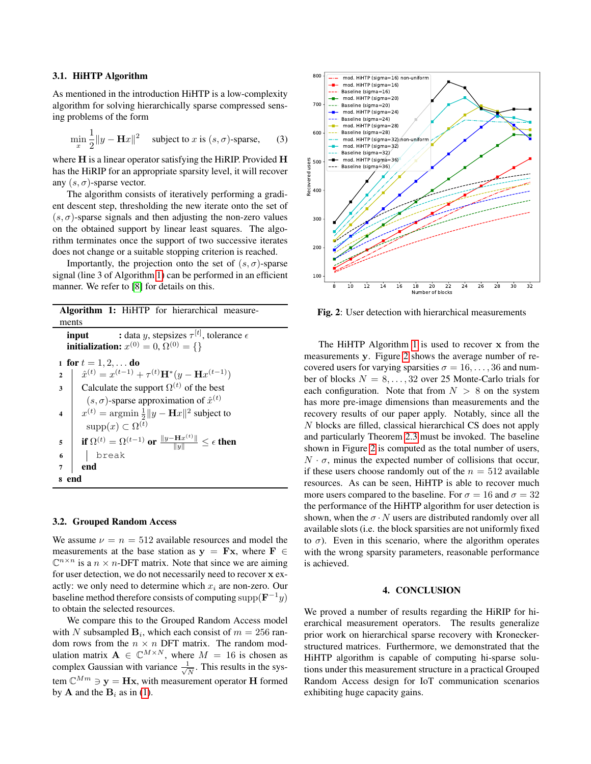### 3.1. HiHTP Algorithm

As mentioned in the introduction HiHTP is a low-complexity algorithm for solving hierarchically sparse compressed sensing problems of the form

$$\min_x \frac{1}{2}\|y - \mathbf{H}x\|^2 \quad \text{subject to } x \text{ is } (s,\sigma)\text{-sparse}, \tag{3}$$

where $\mathbf{H}$ is a linear operator satisfying the HiRIP. Provided $\mathbf{H}$ has the HiRIP for an appropriate sparsity level, it will recover any $(s,\sigma)$-sparse vector.

The algorithm consists of iteratively performing a gradient descent step, thresholding the new iterate onto the set of $(s,\sigma)$-sparse signals and then adjusting the non-zero values on the obtained support by linear least squares. The algorithm terminates once the support of two successive iterates does not change or a suitable stopping criterion is reached.

Importantly, the projection onto the set of $(s,\sigma)$-sparse signal (line 3 of Algorithm 1) can be performed in an efficient manner. We refer to [8] for details on this.

**Algorithm 1:** HiHTP for hierarchical measurements

**input** : data $y$, stepsizes $\tau^{[t]}$, tolerance $\epsilon$
**initialization:** $x^{(0)} = 0$, $\Omega^{(0)} = \{\}$

```
1 for t = 1, 2, ... do
2   x̂^(t) = x^(t-1) + τ^(t) H*(y − H x^(t-1))
3   Calculate the support Ω^(t) of the best
      (s, σ)-sparse approximation of x̂^(t)
4   x^(t) = argmin ½‖y − Hx‖² subject to
      supp(x) ⊂ Ω^(t)
5   if Ω^(t) = Ω^(t-1) or ‖y−Hx^(t)‖/‖y‖ ≤ ε then
6     break
7   end
8 end
```

### 3.2. Grouped Random Access

We assume $\nu = n = 512$ available resources and model the measurements at the base station as $\mathbf{y} = \mathbf{F}\mathbf{x}$, where $\mathbf{F} \in \mathbb{C}^{n\times n}$ is a $n \times n$-DFT matrix. Note that since we are aiming for user detection, we do not necessarily need to recover $\mathbf{x}$ exactly: we only need to determine which $x_i$ are non-zero. Our baseline method therefore consists of computing $\text{supp}(\mathbf{F}^{-1}y)$ to obtain the selected resources.

We compare this to the Grouped Random Access model with $N$ subsampled $\mathbf{B}_i$, which each consist of $m = 256$ random rows from the $n \times n$ DFT matrix. The random modulation matrix $\mathbf{A} \in \mathbb{C}^{M\times N}$, where $M = 16$ is chosen as complex Gaussian with variance $\frac{1}{\sqrt{N}}$. This results in the system $\mathbb{C}^{Mm} \ni \mathbf{y} = \mathbf{H}\mathbf{x}$, with measurement operator $\mathbf{H}$ formed by $\mathbf{A}$ and the $\mathbf{B}_i$ as in (1).

**Fig. 2**: User detection with hierarchical measurements

The HiHTP Algorithm 1 is used to recover $\mathbf{x}$ from the measurements $\mathbf{y}$. Figure 2 shows the average number of recovered users for varying sparsities $\sigma = 16, \ldots, 36$ and number of blocks $N = 8, \ldots, 32$ over 25 Monte-Carlo trials for each configuration. Note that from $N > 8$ on the system has more pre-image dimensions than measurements and the recovery results of our paper apply. Notably, since all the $N$ blocks are filled, classical hierarchical CS does not apply and particularly Theorem 2.3 must be invoked. The baseline shown in Figure 2 is computed as the total number of users, $N \cdot \sigma$, minus the expected number of collisions that occur, if these users choose randomly out of the $n = 512$ available resources. As can be seen, HiHTP is able to recover much more users compared to the baseline. For $\sigma = 16$ and $\sigma = 32$ the performance of the HiHTP algorithm for user detection is shown, when the $\sigma \cdot N$ users are distributed randomly over all available slots (i.e. the block sparsities are not uniformly fixed to $\sigma$). Even in this scenario, where the algorithm operates with the wrong sparsity parameters, reasonable performance is achieved.

## 4. CONCLUSION

We proved a number of results regarding the HiRIP for hierarchical measurement operators. The results generalize prior work on hierarchical sparse recovery with Kronecker-structured matrices. Furthermore, we demonstrated that the HiHTP algorithm is capable of computing hi-sparse solutions under this measurement structure in a practical Grouped Random Access design for IoT communication scenarios exhibiting huge capacity gains.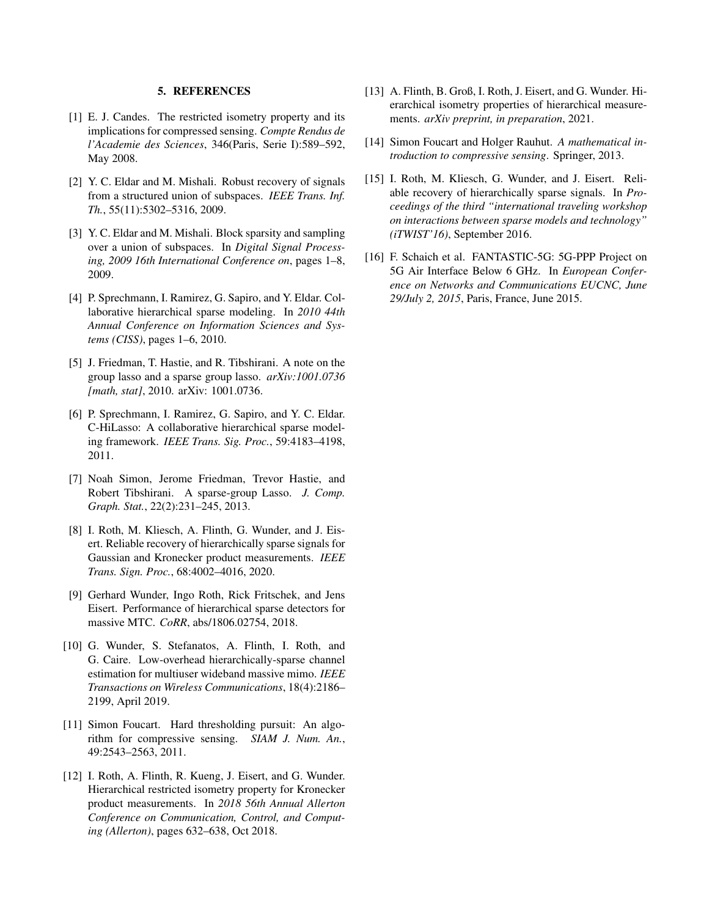## 5. REFERENCES

[1] E. J. Candes. The restricted isometry property and its implications for compressed sensing. *Compte Rendus de l'Academie des Sciences*, 346(Paris, Serie I):589–592, May 2008.

[2] Y. C. Eldar and M. Mishali. Robust recovery of signals from a structured union of subspaces. *IEEE Trans. Inf. Th.*, 55(11):5302–5316, 2009.

[3] Y. C. Eldar and M. Mishali. Block sparsity and sampling over a union of subspaces. In *Digital Signal Processing, 2009 16th International Conference on*, pages 1–8, 2009.

[4] P. Sprechmann, I. Ramirez, G. Sapiro, and Y. Eldar. Collaborative hierarchical sparse modeling. In *2010 44th Annual Conference on Information Sciences and Systems (CISS)*, pages 1–6, 2010.

[5] J. Friedman, T. Hastie, and R. Tibshirani. A note on the group lasso and a sparse group lasso. *arXiv:1001.0736 [math, stat]*, 2010. arXiv: 1001.0736.

[6] P. Sprechmann, I. Ramirez, G. Sapiro, and Y. C. Eldar. C-HiLasso: A collaborative hierarchical sparse modeling framework. *IEEE Trans. Sig. Proc.*, 59:4183–4198, 2011.

[7] Noah Simon, Jerome Friedman, Trevor Hastie, and Robert Tibshirani. A sparse-group Lasso. *J. Comp. Graph. Stat.*, 22(2):231–245, 2013.

[8] I. Roth, M. Kliesch, A. Flinth, G. Wunder, and J. Eisert. Reliable recovery of hierarchically sparse signals for Gaussian and Kronecker product measurements. *IEEE Trans. Sign. Proc.*, 68:4002–4016, 2020.

[9] Gerhard Wunder, Ingo Roth, Rick Fritschek, and Jens Eisert. Performance of hierarchical sparse detectors for massive MTC. *CoRR*, abs/1806.02754, 2018.

[10] G. Wunder, S. Stefanatos, A. Flinth, I. Roth, and G. Caire. Low-overhead hierarchically-sparse channel estimation for multiuser wideband massive mimo. *IEEE Transactions on Wireless Communications*, 18(4):2186–2199, April 2019.

[11] Simon Foucart. Hard thresholding pursuit: An algorithm for compressive sensing. *SIAM J. Num. An.*, 49:2543–2563, 2011.

[12] I. Roth, A. Flinth, R. Kueng, J. Eisert, and G. Wunder. Hierarchical restricted isometry property for Kronecker product measurements. In *2018 56th Annual Allerton Conference on Communication, Control, and Computing (Allerton)*, pages 632–638, Oct 2018.

[13] A. Flinth, B. Groß, I. Roth, J. Eisert, and G. Wunder. Hierarchical isometry properties of hierarchical measurements. *arXiv preprint, in preparation*, 2021.

[14] Simon Foucart and Holger Rauhut. *A mathematical introduction to compressive sensing*. Springer, 2013.

[15] I. Roth, M. Kliesch, G. Wunder, and J. Eisert. Reliable recovery of hierarchically sparse signals. In *Proceedings of the third "international traveling workshop on interactions between sparse models and technology" (iTWIST'16)*, September 2016.

[16] F. Schaich et al. FANTASTIC-5G: 5G-PPP Project on 5G Air Interface Below 6 GHz. In *European Conference on Networks and Communications EUCNC, June 29/July 2, 2015*, Paris, France, June 2015.